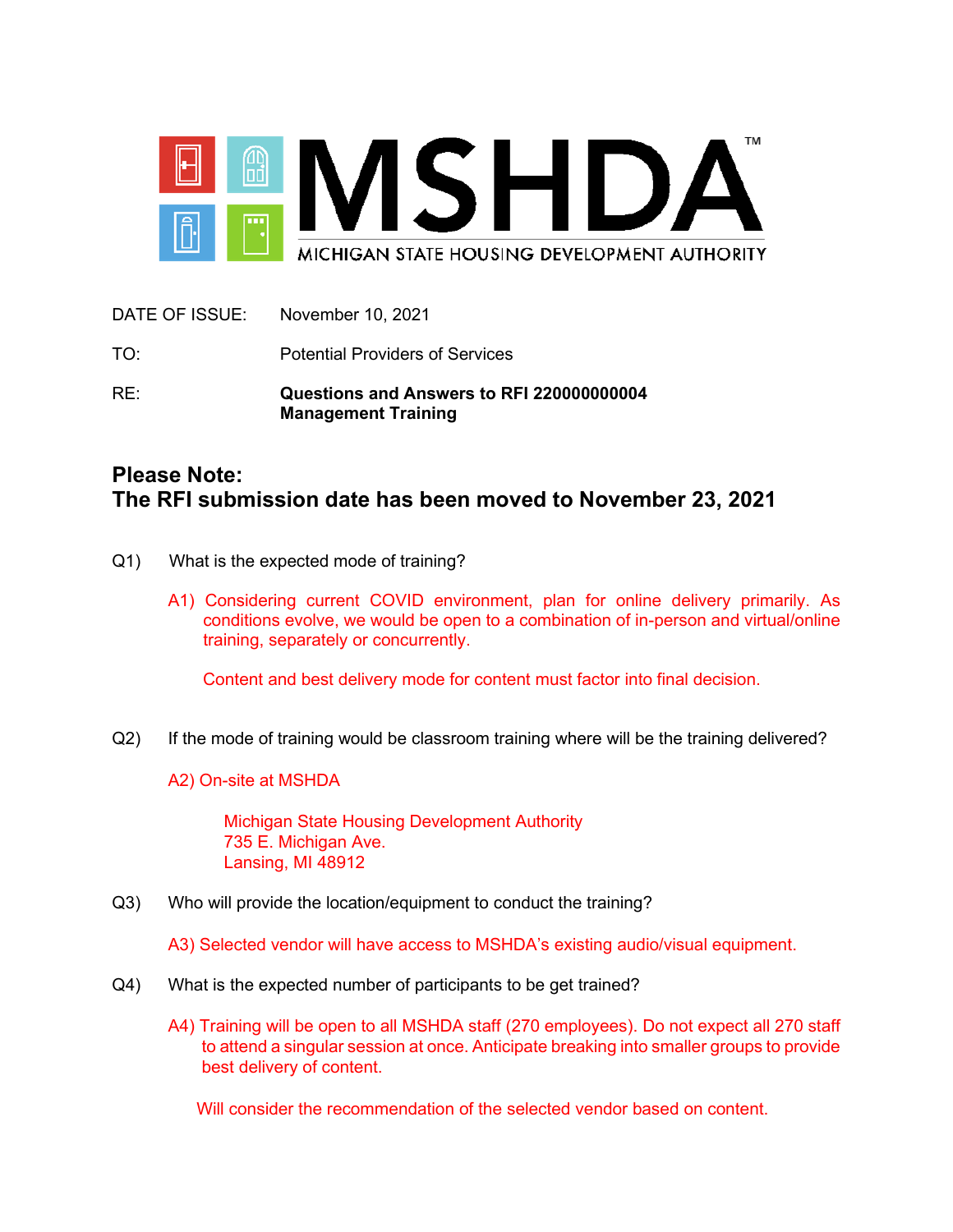MSHDA™

MICHIGAN STATE HOUSING DEVELOPMENT AUTHORITY

DATE OF ISSUE: November 10, 2021

TO: Potential Providers of Services

RE: **Questions and Answers to RFI 220000000004 Management Training**

## Please Note: The RFI submission date has been moved to November 23, 2021

Q1) What is the expected mode of training?

A1) Considering current COVID environment, plan for online delivery primarily. As conditions evolve, we would be open to a combination of in-person and virtual/online training, separately or concurrently.

Content and best delivery mode for content must factor into final decision.

Q2) If the mode of training would be classroom training where will be the training delivered?

A2) On-site at MSHDA

Michigan State Housing Development Authority
735 E. Michigan Ave.
Lansing, MI 48912

Q3) Who will provide the location/equipment to conduct the training?

A3) Selected vendor will have access to MSHDA's existing audio/visual equipment.

Q4) What is the expected number of participants to be get trained?

A4) Training will be open to all MSHDA staff (270 employees). Do not expect all 270 staff to attend a singular session at once. Anticipate breaking into smaller groups to provide best delivery of content.

Will consider the recommendation of the selected vendor based on content.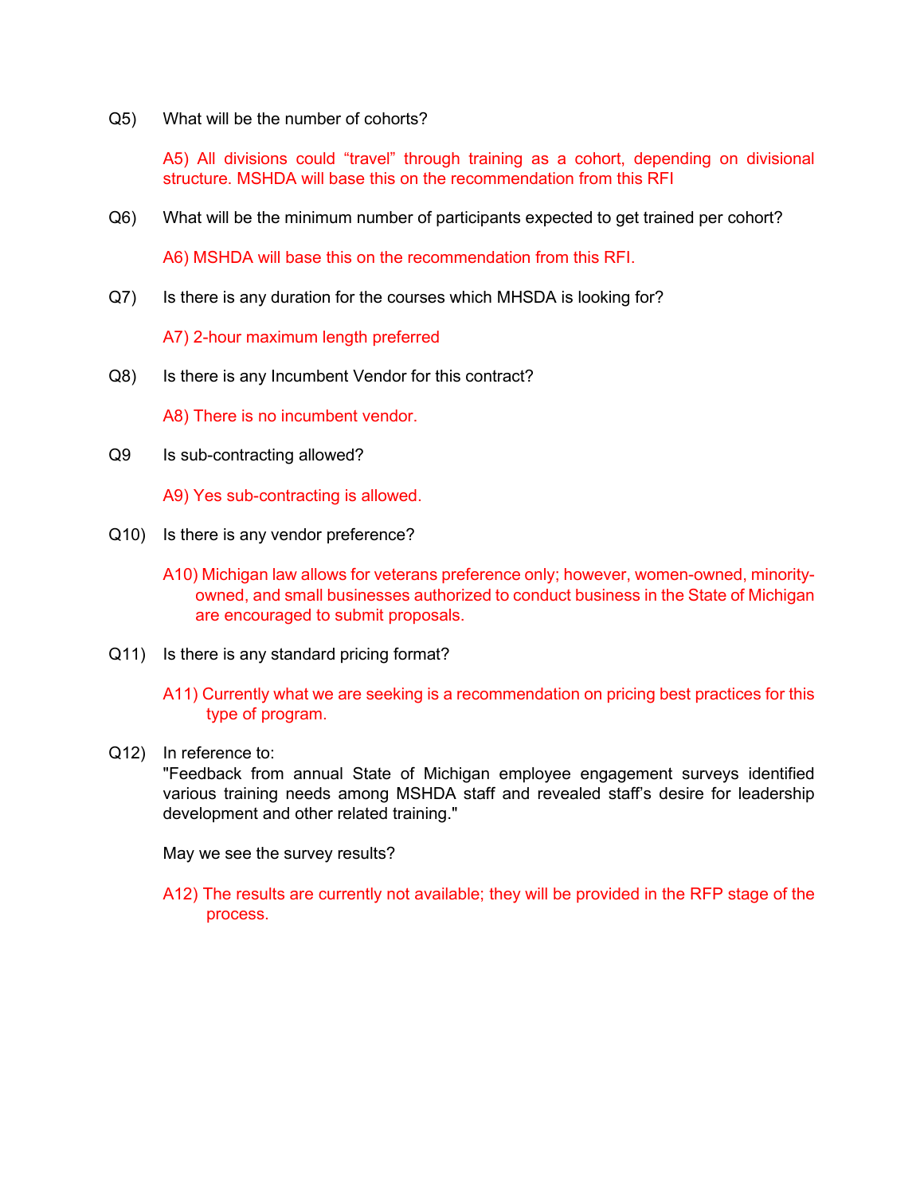Q5) What will be the number of cohorts?

A5) All divisions could “travel” through training as a cohort, depending on divisional structure. MSHDA will base this on the recommendation from this RFI

Q6) What will be the minimum number of participants expected to get trained per cohort?

A6) MSHDA will base this on the recommendation from this RFI.

Q7) Is there is any duration for the courses which MHSDA is looking for?

A7) 2-hour maximum length preferred

Q8) Is there is any Incumbent Vendor for this contract?

A8) There is no incumbent vendor.

Q9 Is sub-contracting allowed?

A9) Yes sub-contracting is allowed.

Q10) Is there is any vendor preference?

A10) Michigan law allows for veterans preference only; however, women-owned, minority-owned, and small businesses authorized to conduct business in the State of Michigan are encouraged to submit proposals.

Q11) Is there is any standard pricing format?

A11) Currently what we are seeking is a recommendation on pricing best practices for this type of program.

Q12) In reference to:
"Feedback from annual State of Michigan employee engagement surveys identified various training needs among MSHDA staff and revealed staff’s desire for leadership development and other related training."

May we see the survey results?

A12) The results are currently not available; they will be provided in the RFP stage of the process.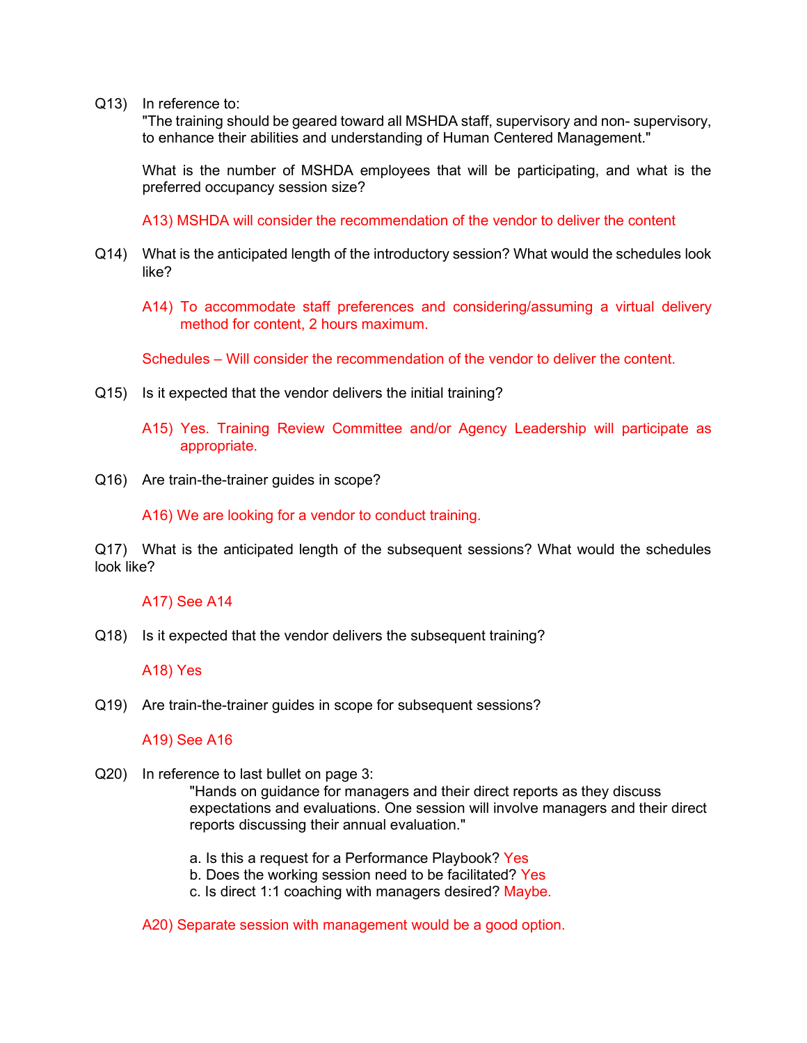Q13) In reference to:

"The training should be geared toward all MSHDA staff, supervisory and non- supervisory, to enhance their abilities and understanding of Human Centered Management."

What is the number of MSHDA employees that will be participating, and what is the preferred occupancy session size?

A13) MSHDA will consider the recommendation of the vendor to deliver the content

Q14) What is the anticipated length of the introductory session? What would the schedules look like?

A14) To accommodate staff preferences and considering/assuming a virtual delivery method for content, 2 hours maximum.

Schedules – Will consider the recommendation of the vendor to deliver the content.

Q15) Is it expected that the vendor delivers the initial training?

A15) Yes. Training Review Committee and/or Agency Leadership will participate as appropriate.

Q16) Are train-the-trainer guides in scope?

A16) We are looking for a vendor to conduct training.

Q17) What is the anticipated length of the subsequent sessions? What would the schedules look like?

A17) See A14

Q18) Is it expected that the vendor delivers the subsequent training?

A18) Yes

Q19) Are train-the-trainer guides in scope for subsequent sessions?

A19) See A16

Q20) In reference to last bullet on page 3:

"Hands on guidance for managers and their direct reports as they discuss expectations and evaluations. One session will involve managers and their direct reports discussing their annual evaluation."

a. Is this a request for a Performance Playbook? Yes
b. Does the working session need to be facilitated? Yes
c. Is direct 1:1 coaching with managers desired? Maybe.

A20) Separate session with management would be a good option.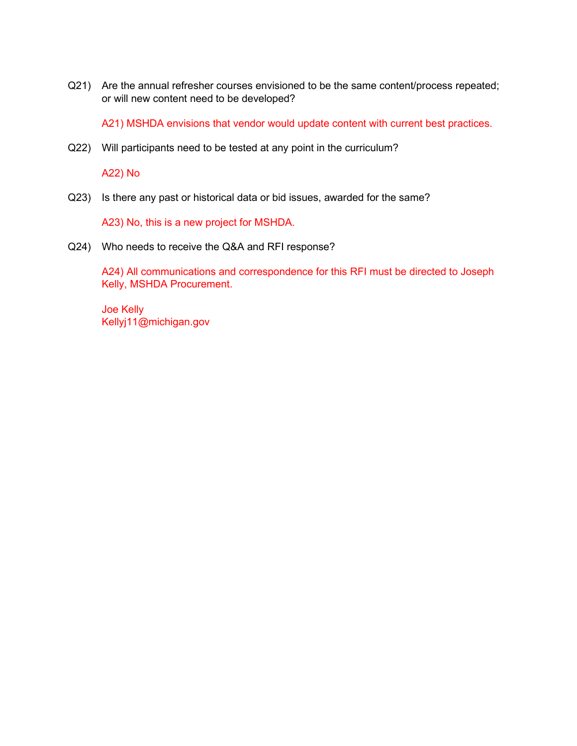Q21) Are the annual refresher courses envisioned to be the same content/process repeated; or will new content need to be developed?

A21) MSHDA envisions that vendor would update content with current best practices.

Q22) Will participants need to be tested at any point in the curriculum?

A22) No

Q23) Is there any past or historical data or bid issues, awarded for the same?

A23) No, this is a new project for MSHDA.

Q24) Who needs to receive the Q&A and RFI response?

A24) All communications and correspondence for this RFI must be directed to Joseph Kelly, MSHDA Procurement.

Joe Kelly
Kellyj11@michigan.gov